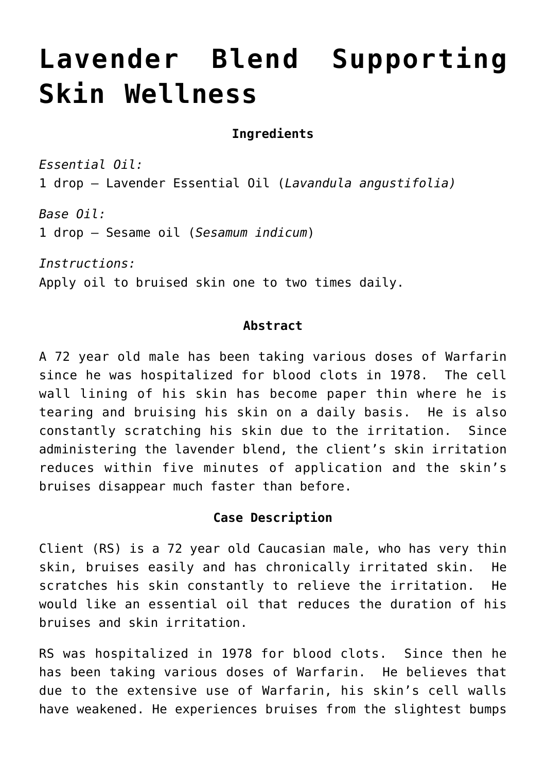# Lavender Blend Supporting Skin Wellness

**Ingredients**

*Essential Oil:*
1 drop – Lavender Essential Oil (*Lavandula angustifolia)*

*Base Oil:*
1 drop – Sesame oil (*Sesamum indicum*)

*Instructions:*
Apply oil to bruised skin one to two times daily.

**Abstract**

A 72 year old male has been taking various doses of Warfarin since he was hospitalized for blood clots in 1978. The cell wall lining of his skin has become paper thin where he is tearing and bruising his skin on a daily basis. He is also constantly scratching his skin due to the irritation. Since administering the lavender blend, the client's skin irritation reduces within five minutes of application and the skin's bruises disappear much faster than before.

**Case Description**

Client (RS) is a 72 year old Caucasian male, who has very thin skin, bruises easily and has chronically irritated skin. He scratches his skin constantly to relieve the irritation. He would like an essential oil that reduces the duration of his bruises and skin irritation.

RS was hospitalized in 1978 for blood clots. Since then he has been taking various doses of Warfarin. He believes that due to the extensive use of Warfarin, his skin's cell walls have weakened. He experiences bruises from the slightest bumps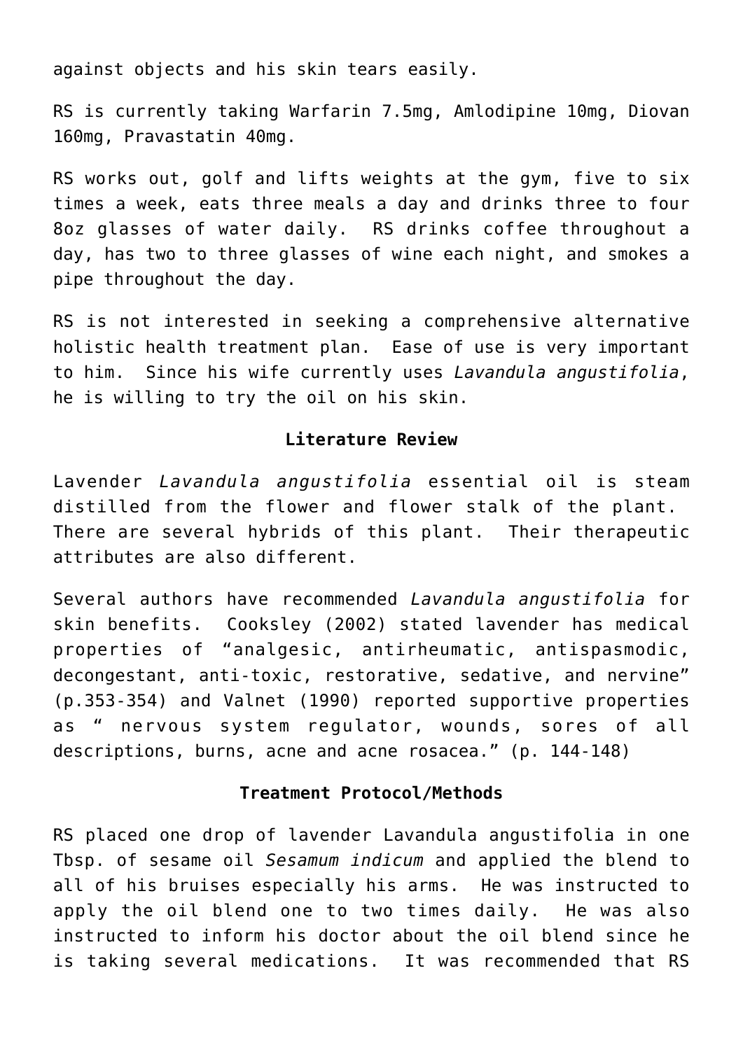against objects and his skin tears easily.

RS is currently taking Warfarin 7.5mg, Amlodipine 10mg, Diovan 160mg, Pravastatin 40mg.

RS works out, golf and lifts weights at the gym, five to six times a week, eats three meals a day and drinks three to four 8oz glasses of water daily. RS drinks coffee throughout a day, has two to three glasses of wine each night, and smokes a pipe throughout the day.

RS is not interested in seeking a comprehensive alternative holistic health treatment plan. Ease of use is very important to him. Since his wife currently uses *Lavandula angustifolia*, he is willing to try the oil on his skin.

**Literature Review**

Lavender *Lavandula angustifolia* essential oil is steam distilled from the flower and flower stalk of the plant. There are several hybrids of this plant. Their therapeutic attributes are also different.

Several authors have recommended *Lavandula angustifolia* for skin benefits. Cooksley (2002) stated lavender has medical properties of "analgesic, antirheumatic, antispasmodic, decongestant, anti-toxic, restorative, sedative, and nervine" (p.353-354) and Valnet (1990) reported supportive properties as " nervous system regulator, wounds, sores of all descriptions, burns, acne and acne rosacea." (p. 144-148)

**Treatment Protocol/Methods**

RS placed one drop of lavender Lavandula angustifolia in one Tbsp. of sesame oil *Sesamum indicum* and applied the blend to all of his bruises especially his arms. He was instructed to apply the oil blend one to two times daily. He was also instructed to inform his doctor about the oil blend since he is taking several medications. It was recommended that RS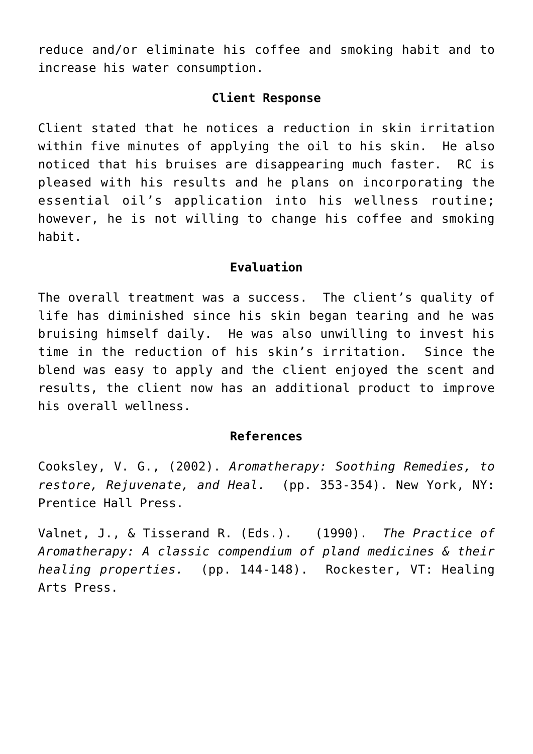reduce and/or eliminate his coffee and smoking habit and to increase his water consumption.

## Client Response

Client stated that he notices a reduction in skin irritation within five minutes of applying the oil to his skin. He also noticed that his bruises are disappearing much faster. RC is pleased with his results and he plans on incorporating the essential oil's application into his wellness routine; however, he is not willing to change his coffee and smoking habit.

## Evaluation

The overall treatment was a success. The client's quality of life has diminished since his skin began tearing and he was bruising himself daily. He was also unwilling to invest his time in the reduction of his skin's irritation. Since the blend was easy to apply and the client enjoyed the scent and results, the client now has an additional product to improve his overall wellness.

## References

Cooksley, V. G., (2002). *Aromatherapy: Soothing Remedies, to restore, Rejuvenate, and Heal.* (pp. 353-354). New York, NY: Prentice Hall Press.

Valnet, J., & Tisserand R. (Eds.). (1990). *The Practice of Aromatherapy: A classic compendium of pland medicines & their healing properties.* (pp. 144-148). Rockester, VT: Healing Arts Press.